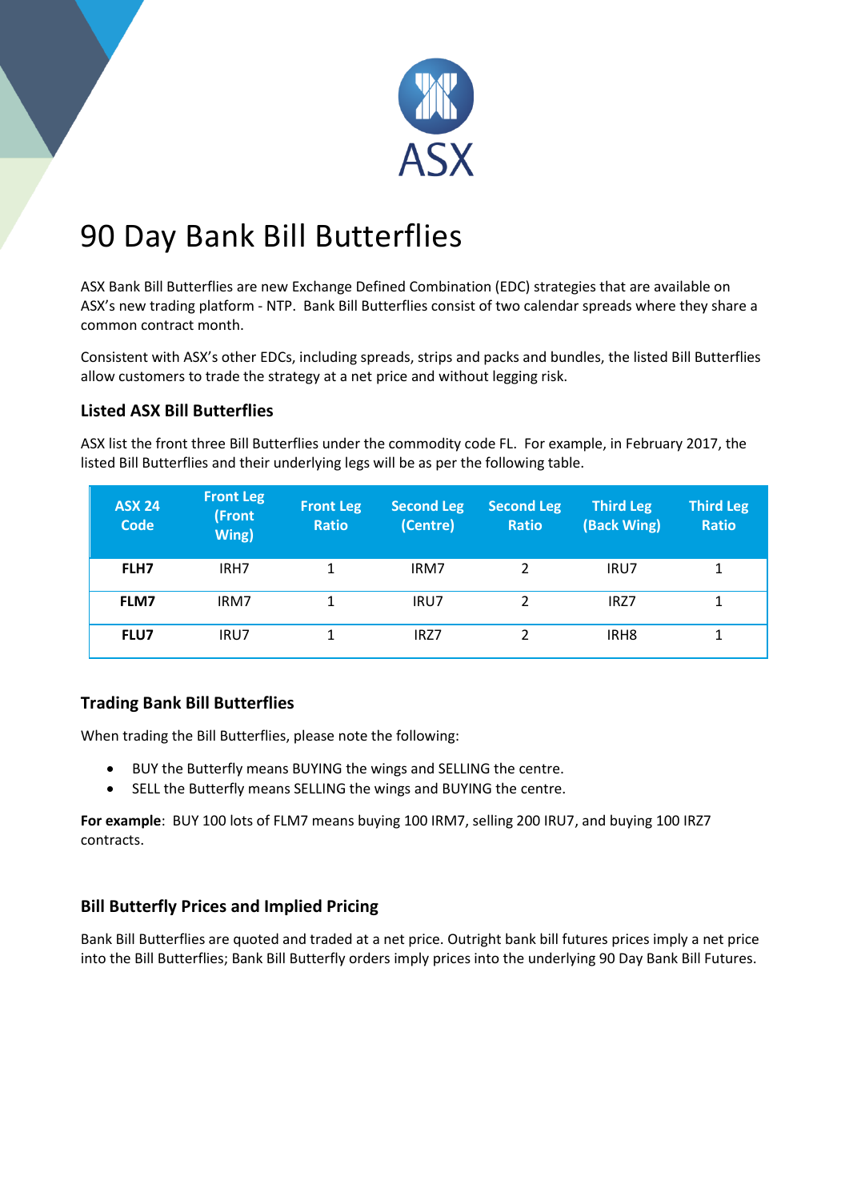# 90 Day Bank Bill Butterflies

ASX Bank Bill Butterflies are new Exchange Defined Combination (EDC) strategies that are available on ASX's new trading platform - NTP. Bank Bill Butterflies consist of two calendar spreads where they share a common contract month.

Consistent with ASX's other EDCs, including spreads, strips and packs and bundles, the listed Bill Butterflies allow customers to trade the strategy at a net price and without legging risk.

### Listed ASX Bill Butterflies

ASX list the front three Bill Butterflies under the commodity code FL. For example, in February 2017, the listed Bill Butterflies and their underlying legs will be as per the following table.

| ASX 24 Code | Front Leg (Front Wing) | Front Leg Ratio | Second Leg (Centre) | Second Leg Ratio | Third Leg (Back Wing) | Third Leg Ratio |
|---|---|---|---|---|---|---|
| **FLH7** | IRH7 | 1 | IRM7 | 2 | IRU7 | 1 |
| **FLM7** | IRM7 | 1 | IRU7 | 2 | IRZ7 | 1 |
| **FLU7** | IRU7 | 1 | IRZ7 | 2 | IRH8 | 1 |

### Trading Bank Bill Butterflies

When trading the Bill Butterflies, please note the following:

- BUY the Butterfly means BUYING the wings and SELLING the centre.
- SELL the Butterfly means SELLING the wings and BUYING the centre.

**For example**: BUY 100 lots of FLM7 means buying 100 IRM7, selling 200 IRU7, and buying 100 IRZ7 contracts.

### Bill Butterfly Prices and Implied Pricing

Bank Bill Butterflies are quoted and traded at a net price. Outright bank bill futures prices imply a net price into the Bill Butterflies; Bank Bill Butterfly orders imply prices into the underlying 90 Day Bank Bill Futures.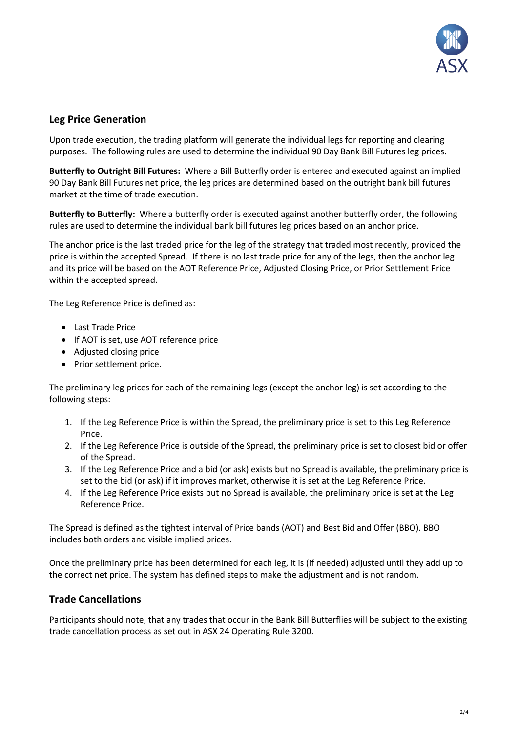## Leg Price Generation

Upon trade execution, the trading platform will generate the individual legs for reporting and clearing purposes. The following rules are used to determine the individual 90 Day Bank Bill Futures leg prices.

**Butterfly to Outright Bill Futures:** Where a Bill Butterfly order is entered and executed against an implied 90 Day Bank Bill Futures net price, the leg prices are determined based on the outright bank bill futures market at the time of trade execution.

**Butterfly to Butterfly:** Where a butterfly order is executed against another butterfly order, the following rules are used to determine the individual bank bill futures leg prices based on an anchor price.

The anchor price is the last traded price for the leg of the strategy that traded most recently, provided the price is within the accepted Spread. If there is no last trade price for any of the legs, then the anchor leg and its price will be based on the AOT Reference Price, Adjusted Closing Price, or Prior Settlement Price within the accepted spread.

The Leg Reference Price is defined as:

- Last Trade Price
- If AOT is set, use AOT reference price
- Adjusted closing price
- Prior settlement price.

The preliminary leg prices for each of the remaining legs (except the anchor leg) is set according to the following steps:

1. If the Leg Reference Price is within the Spread, the preliminary price is set to this Leg Reference Price.
2. If the Leg Reference Price is outside of the Spread, the preliminary price is set to closest bid or offer of the Spread.
3. If the Leg Reference Price and a bid (or ask) exists but no Spread is available, the preliminary price is set to the bid (or ask) if it improves market, otherwise it is set at the Leg Reference Price.
4. If the Leg Reference Price exists but no Spread is available, the preliminary price is set at the Leg Reference Price.

The Spread is defined as the tightest interval of Price bands (AOT) and Best Bid and Offer (BBO). BBO includes both orders and visible implied prices.

Once the preliminary price has been determined for each leg, it is (if needed) adjusted until they add up to the correct net price. The system has defined steps to make the adjustment and is not random.

## Trade Cancellations

Participants should note, that any trades that occur in the Bank Bill Butterflies will be subject to the existing trade cancellation process as set out in ASX 24 Operating Rule 3200.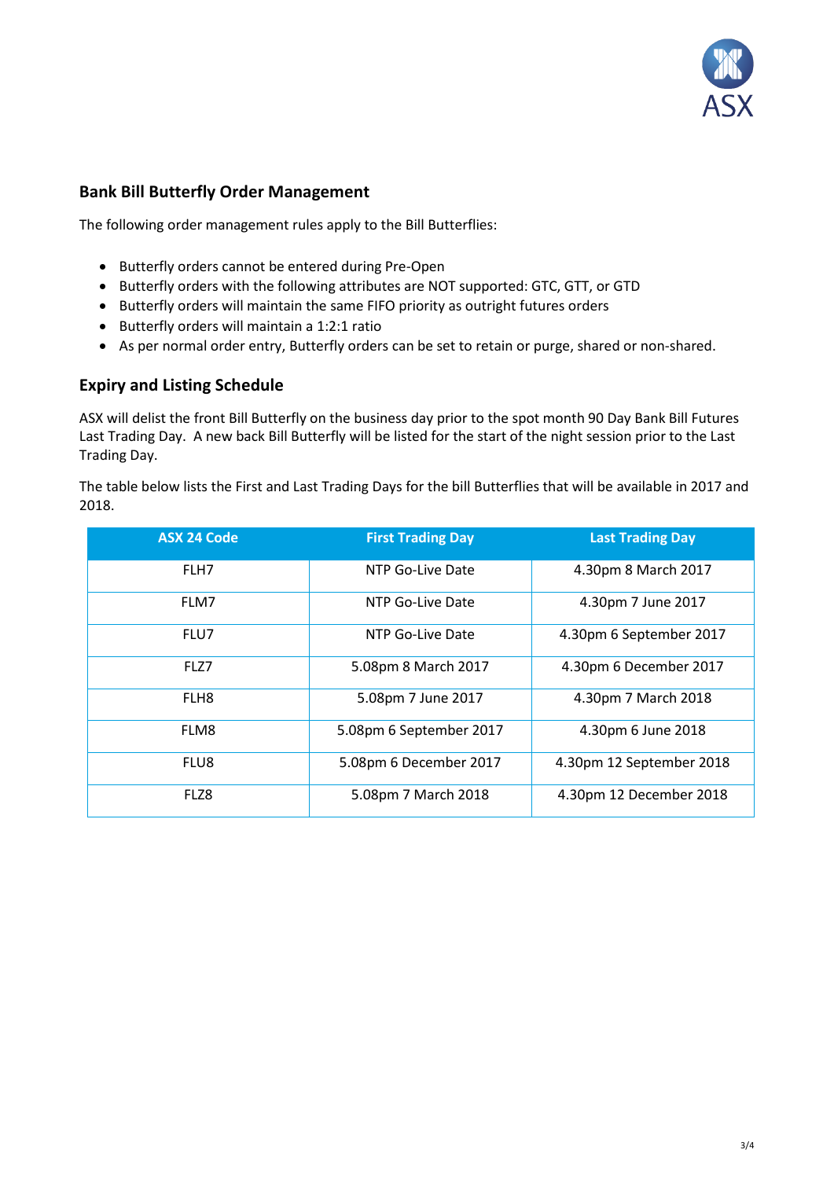## Bank Bill Butterfly Order Management

The following order management rules apply to the Bill Butterflies:

- Butterfly orders cannot be entered during Pre-Open
- Butterfly orders with the following attributes are NOT supported: GTC, GTT, or GTD
- Butterfly orders will maintain the same FIFO priority as outright futures orders
- Butterfly orders will maintain a 1:2:1 ratio
- As per normal order entry, Butterfly orders can be set to retain or purge, shared or non-shared.

## Expiry and Listing Schedule

ASX will delist the front Bill Butterfly on the business day prior to the spot month 90 Day Bank Bill Futures Last Trading Day. A new back Bill Butterfly will be listed for the start of the night session prior to the Last Trading Day.

The table below lists the First and Last Trading Days for the bill Butterflies that will be available in 2017 and 2018.

| ASX 24 Code | First Trading Day | Last Trading Day |
|---|---|---|
| FLH7 | NTP Go-Live Date | 4.30pm 8 March 2017 |
| FLM7 | NTP Go-Live Date | 4.30pm 7 June 2017 |
| FLU7 | NTP Go-Live Date | 4.30pm 6 September 2017 |
| FLZ7 | 5.08pm 8 March 2017 | 4.30pm 6 December 2017 |
| FLH8 | 5.08pm 7 June 2017 | 4.30pm 7 March 2018 |
| FLM8 | 5.08pm 6 September 2017 | 4.30pm 6 June 2018 |
| FLU8 | 5.08pm 6 December 2017 | 4.30pm 12 September 2018 |
| FLZ8 | 5.08pm 7 March 2018 | 4.30pm 12 December 2018 |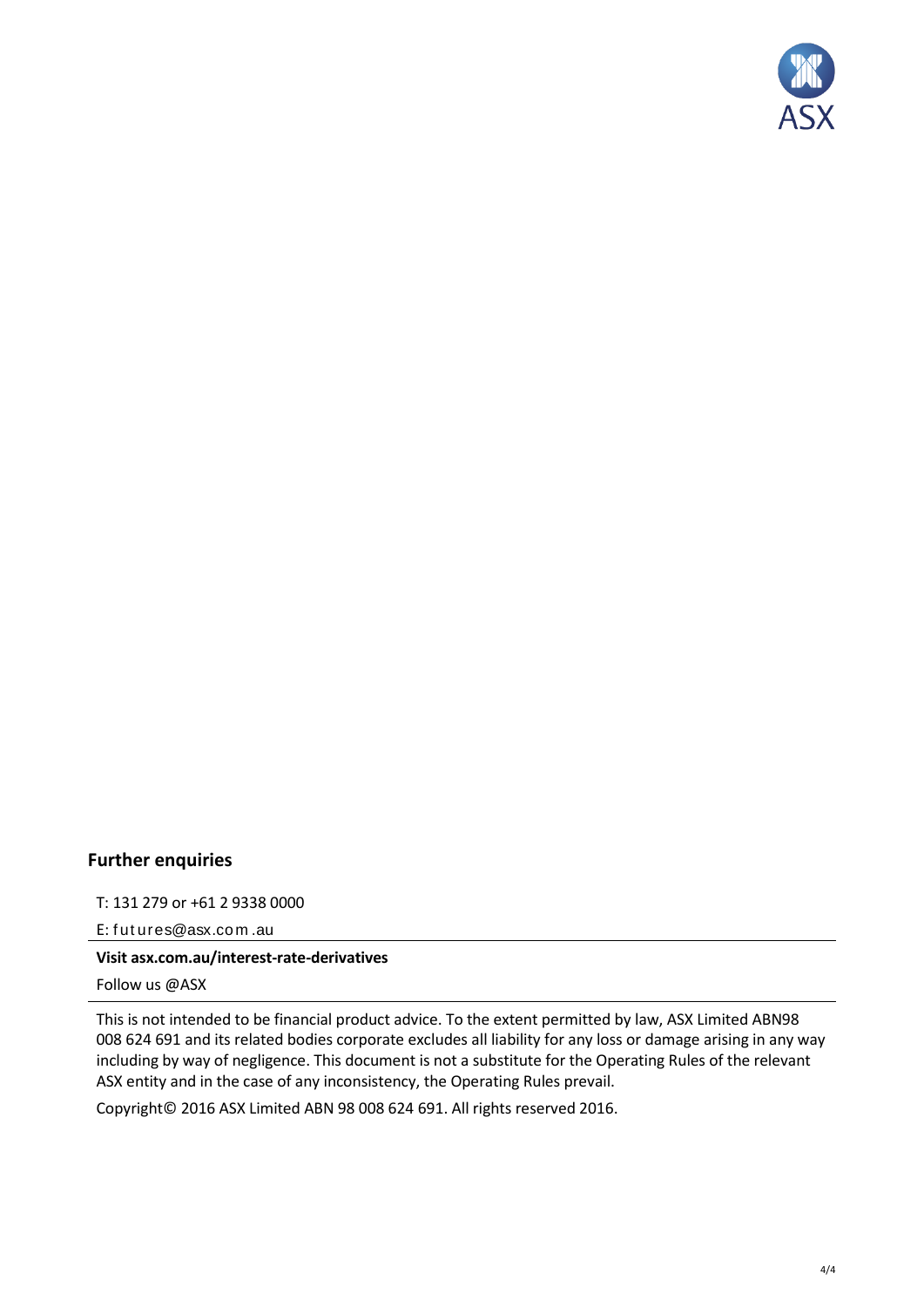## Further enquiries

T: 131 279 or +61 2 9338 0000

E: futures@asx.com.au

**Visit asx.com.au/interest-rate-derivatives**

Follow us @ASX

This is not intended to be financial product advice. To the extent permitted by law, ASX Limited ABN98 008 624 691 and its related bodies corporate excludes all liability for any loss or damage arising in any way including by way of negligence. This document is not a substitute for the Operating Rules of the relevant ASX entity and in the case of any inconsistency, the Operating Rules prevail.

Copyright© 2016 ASX Limited ABN 98 008 624 691. All rights reserved 2016.